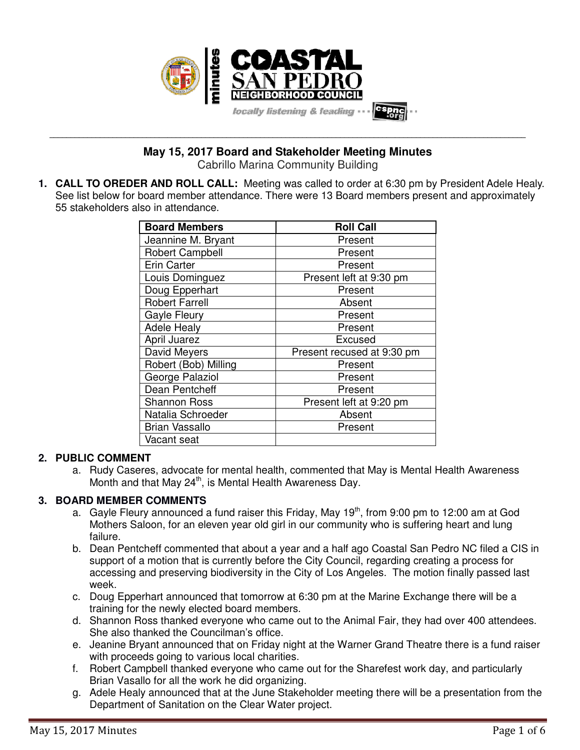# May 15, 2017 Board and Stakeholder Meeting Minutes

Cabrillo Marina Community Building

1. **CALL TO OREDER AND ROLL CALL:** Meeting was called to order at 6:30 pm by President Adele Healy. See list below for board member attendance. There were 13 Board members present and approximately 55 stakeholders also in attendance.

| Board Members | Roll Call |
|---|---|
| Jeannine M. Bryant | Present |
| Robert Campbell | Present |
| Erin Carter | Present |
| Louis Dominguez | Present left at 9:30 pm |
| Doug Epperhart | Present |
| Robert Farrell | Absent |
| Gayle Fleury | Present |
| Adele Healy | Present |
| April Juarez | Excused |
| David Meyers | Present recused at 9:30 pm |
| Robert (Bob) Milling | Present |
| George Palaziol | Present |
| Dean Pentcheff | Present |
| Shannon Ross | Present left at 9:20 pm |
| Natalia Schroeder | Absent |
| Brian Vassallo | Present |
| Vacant seat | |

2. **PUBLIC COMMENT**
   a. Rudy Caseres, advocate for mental health, commented that May is Mental Health Awareness Month and that May 24th, is Mental Health Awareness Day.

3. **BOARD MEMBER COMMENTS**
   a. Gayle Fleury announced a fund raiser this Friday, May 19th, from 9:00 pm to 12:00 am at God Mothers Saloon, for an eleven year old girl in our community who is suffering heart and lung failure.
   b. Dean Pentcheff commented that about a year and a half ago Coastal San Pedro NC filed a CIS in support of a motion that is currently before the City Council, regarding creating a process for accessing and preserving biodiversity in the City of Los Angeles. The motion finally passed last week.
   c. Doug Epperhart announced that tomorrow at 6:30 pm at the Marine Exchange there will be a training for the newly elected board members.
   d. Shannon Ross thanked everyone who came out to the Animal Fair, they had over 400 attendees. She also thanked the Councilman's office.
   e. Jeanine Bryant announced that on Friday night at the Warner Grand Theatre there is a fund raiser with proceeds going to various local charities.
   f. Robert Campbell thanked everyone who came out for the Sharefest work day, and particularly Brian Vasallo for all the work he did organizing.
   g. Adele Healy announced that at the June Stakeholder meeting there will be a presentation from the Department of Sanitation on the Clear Water project.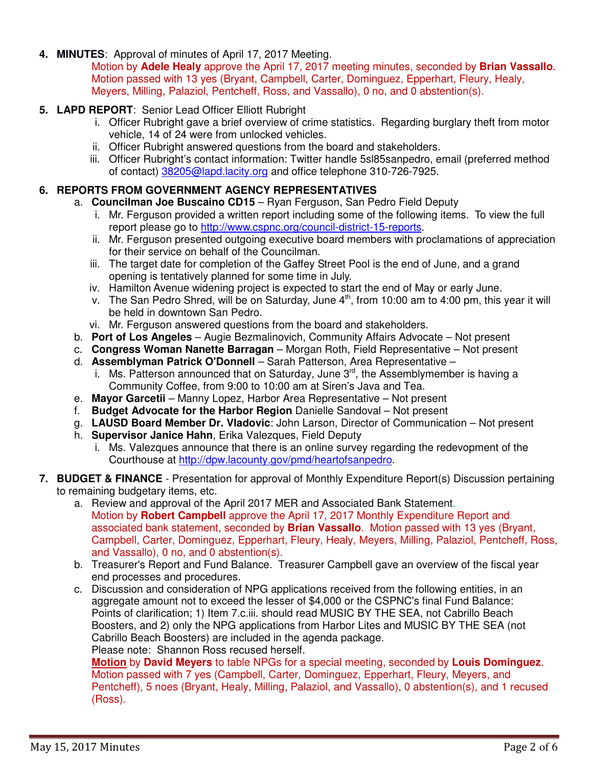4. **MINUTES**: Approval of minutes of April 17, 2017 Meeting.
   Motion by **Adele Healy** approve the April 17, 2017 meeting minutes, seconded by **Brian Vassallo**. Motion passed with 13 yes (Bryant, Campbell, Carter, Dominguez, Epperhart, Fleury, Healy, Meyers, Milling, Palaziol, Pentcheff, Ross, and Vassallo), 0 no, and 0 abstention(s).

5. **LAPD REPORT**: Senior Lead Officer Elliott Rubright
   i. Officer Rubright gave a brief overview of crime statistics. Regarding burglary theft from motor vehicle, 14 of 24 were from unlocked vehicles.
   ii. Officer Rubright answered questions from the board and stakeholders.
   iii. Officer Rubright's contact information: Twitter handle 5sl85sanpedro, email (preferred method of contact) 38205@lapd.lacity.org and office telephone 310-726-7925.

6. **REPORTS FROM GOVERNMENT AGENCY REPRESENTATIVES**
   a. **Councilman Joe Buscaino CD15** – Ryan Ferguson, San Pedro Field Deputy
      i. Mr. Ferguson provided a written report including some of the following items. To view the full report please go to http://www.cspnc.org/council-district-15-reports.
      ii. Mr. Ferguson presented outgoing executive board members with proclamations of appreciation for their service on behalf of the Councilman.
      iii. The target date for completion of the Gaffey Street Pool is the end of June, and a grand opening is tentatively planned for some time in July.
      iv. Hamilton Avenue widening project is expected to start the end of May or early June.
      v. The San Pedro Shred, will be on Saturday, June 4th, from 10:00 am to 4:00 pm, this year it will be held in downtown San Pedro.
      vi. Mr. Ferguson answered questions from the board and stakeholders.
   b. **Port of Los Angeles** – Augie Bezmalinovich, Community Affairs Advocate – Not present
   c. **Congress Woman Nanette Barragan** – Morgan Roth, Field Representative – Not present
   d. **Assemblyman Patrick O'Donnell** – Sarah Patterson, Area Representative –
      i. Ms. Patterson announced that on Saturday, June 3rd, the Assemblymember is having a Community Coffee, from 9:00 to 10:00 am at Siren's Java and Tea.
   e. **Mayor Garcetii** – Manny Lopez, Harbor Area Representative – Not present
   f. **Budget Advocate for the Harbor Region** Danielle Sandoval – Not present
   g. **LAUSD Board Member Dr. Vladovic**: John Larson, Director of Communication – Not present
   h. **Supervisor Janice Hahn**, Erika Valezques, Field Deputy
      i. Ms. Valezques announce that there is an online survey regarding the redevopment of the Courthouse at http://dpw.lacounty.gov/pmd/heartofsanpedro.

7. **BUDGET & FINANCE** - Presentation for approval of Monthly Expenditure Report(s) Discussion pertaining to remaining budgetary items, etc.
   a. Review and approval of the April 2017 MER and Associated Bank Statement.
      Motion by **Robert Campbell** approve the April 17, 2017 Monthly Expenditure Report and associated bank statement, seconded by **Brian Vassallo**. Motion passed with 13 yes (Bryant, Campbell, Carter, Dominguez, Epperhart, Fleury, Healy, Meyers, Milling, Palaziol, Pentcheff, Ross, and Vassallo), 0 no, and 0 abstention(s).
   b. Treasurer's Report and Fund Balance. Treasurer Campbell gave an overview of the fiscal year end processes and procedures.
   c. Discussion and consideration of NPG applications received from the following entities, in an aggregate amount not to exceed the lesser of $4,000 or the CSPNC's final Fund Balance: Points of clarification; 1) Item 7.c.iii. should read MUSIC BY THE SEA, not Cabrillo Beach Boosters, and 2) only the NPG applications from Harbor Lites and MUSIC BY THE SEA (not Cabrillo Beach Boosters) are included in the agenda package.
      Please note: Shannon Ross recused herself.
      **Motion** by **David Meyers** to table NPGs for a special meeting, seconded by **Louis Dominguez**. Motion passed with 7 yes (Campbell, Carter, Dominguez, Epperhart, Fleury, Meyers, and Pentcheff), 5 noes (Bryant, Healy, Milling, Palaziol, and Vassallo), 0 abstention(s), and 1 recused (Ross).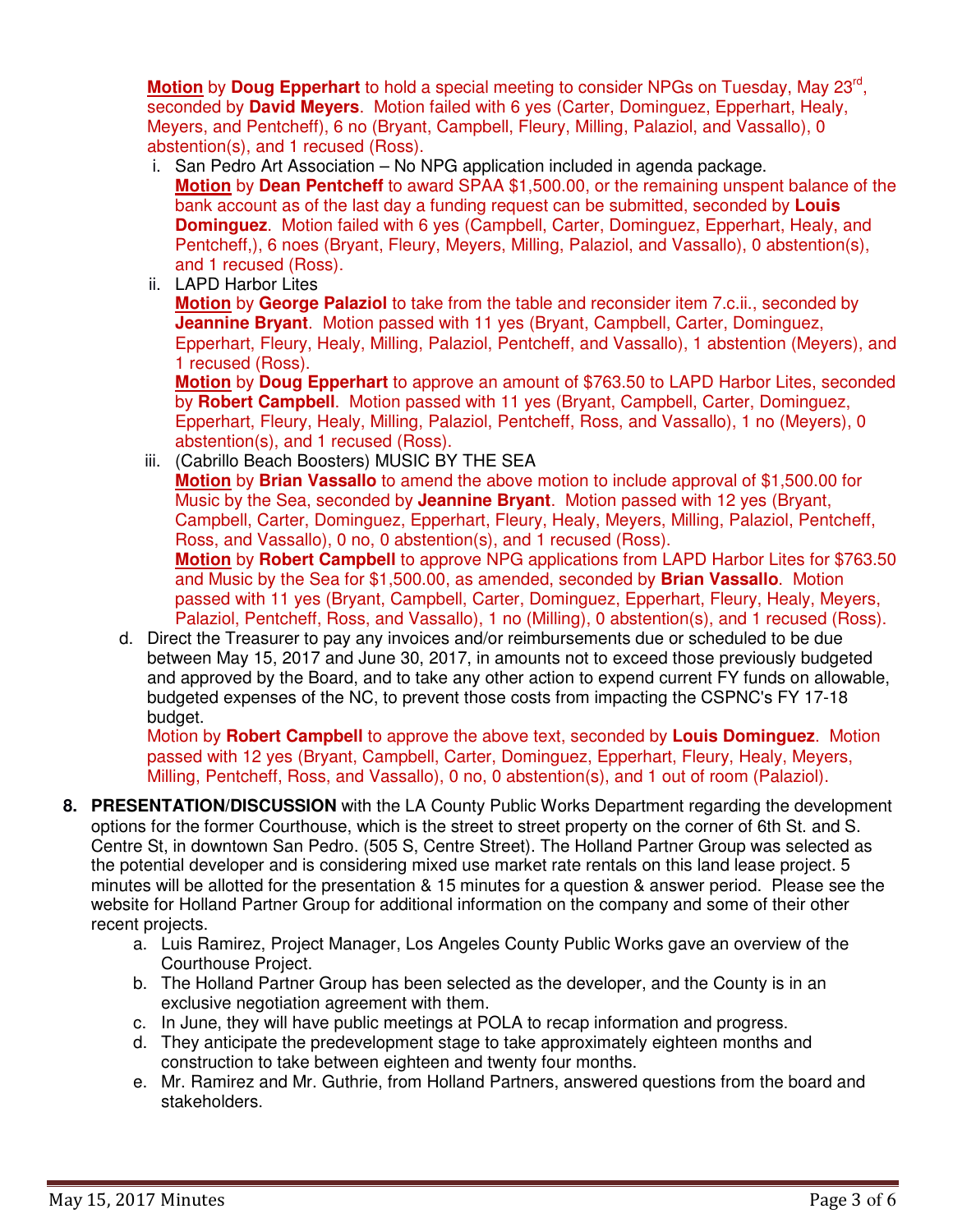**Motion** by **Doug Epperhart** to hold a special meeting to consider NPGs on Tuesday, May 23rd, seconded by **David Meyers**. Motion failed with 6 yes (Carter, Dominguez, Epperhart, Healy, Meyers, and Pentcheff), 6 no (Bryant, Campbell, Fleury, Milling, Palaziol, and Vassallo), 0 abstention(s), and 1 recused (Ross).

i. San Pedro Art Association – No NPG application included in agenda package.
**Motion** by **Dean Pentcheff** to award SPAA $1,500.00, or the remaining unspent balance of the bank account as of the last day a funding request can be submitted, seconded by **Louis Dominguez**. Motion failed with 6 yes (Campbell, Carter, Dominguez, Epperhart, Healy, and Pentcheff,), 6 noes (Bryant, Fleury, Meyers, Milling, Palaziol, and Vassallo), 0 abstention(s), and 1 recused (Ross).

ii. LAPD Harbor Lites
**Motion** by **George Palaziol** to take from the table and reconsider item 7.c.ii., seconded by **Jeannine Bryant**. Motion passed with 11 yes (Bryant, Campbell, Carter, Dominguez, Epperhart, Fleury, Healy, Milling, Palaziol, Pentcheff, and Vassallo), 1 abstention (Meyers), and 1 recused (Ross).
**Motion** by **Doug Epperhart** to approve an amount of $763.50 to LAPD Harbor Lites, seconded by **Robert Campbell**. Motion passed with 11 yes (Bryant, Campbell, Carter, Dominguez, Epperhart, Fleury, Healy, Milling, Palaziol, Pentcheff, Ross, and Vassallo), 1 no (Meyers), 0 abstention(s), and 1 recused (Ross).

iii. (Cabrillo Beach Boosters) MUSIC BY THE SEA
**Motion** by **Brian Vassallo** to amend the above motion to include approval of $1,500.00 for Music by the Sea, seconded by **Jeannine Bryant**. Motion passed with 12 yes (Bryant, Campbell, Carter, Dominguez, Epperhart, Fleury, Healy, Meyers, Milling, Palaziol, Pentcheff, Ross, and Vassallo), 0 no, 0 abstention(s), and 1 recused (Ross).
**Motion** by **Robert Campbell** to approve NPG applications from LAPD Harbor Lites for $763.50 and Music by the Sea for $1,500.00, as amended, seconded by **Brian Vassallo**. Motion passed with 11 yes (Bryant, Campbell, Carter, Dominguez, Epperhart, Fleury, Healy, Meyers, Palaziol, Pentcheff, Ross, and Vassallo), 1 no (Milling), 0 abstention(s), and 1 recused (Ross).

d. Direct the Treasurer to pay any invoices and/or reimbursements due or scheduled to be due between May 15, 2017 and June 30, 2017, in amounts not to exceed those previously budgeted and approved by the Board, and to take any other action to expend current FY funds on allowable, budgeted expenses of the NC, to prevent those costs from impacting the CSPNC's FY 17-18 budget.
Motion by **Robert Campbell** to approve the above text, seconded by **Louis Dominguez**. Motion passed with 12 yes (Bryant, Campbell, Carter, Dominguez, Epperhart, Fleury, Healy, Meyers, Milling, Pentcheff, Ross, and Vassallo), 0 no, 0 abstention(s), and 1 out of room (Palaziol).

8. **PRESENTATION/DISCUSSION** with the LA County Public Works Department regarding the development options for the former Courthouse, which is the street to street property on the corner of 6th St. and S. Centre St, in downtown San Pedro. (505 S, Centre Street). The Holland Partner Group was selected as the potential developer and is considering mixed use market rate rentals on this land lease project. 5 minutes will be allotted for the presentation & 15 minutes for a question & answer period. Please see the website for Holland Partner Group for additional information on the company and some of their other recent projects.
   a. Luis Ramirez, Project Manager, Los Angeles County Public Works gave an overview of the Courthouse Project.
   b. The Holland Partner Group has been selected as the developer, and the County is in an exclusive negotiation agreement with them.
   c. In June, they will have public meetings at POLA to recap information and progress.
   d. They anticipate the predevelopment stage to take approximately eighteen months and construction to take between eighteen and twenty four months.
   e. Mr. Ramirez and Mr. Guthrie, from Holland Partners, answered questions from the board and stakeholders.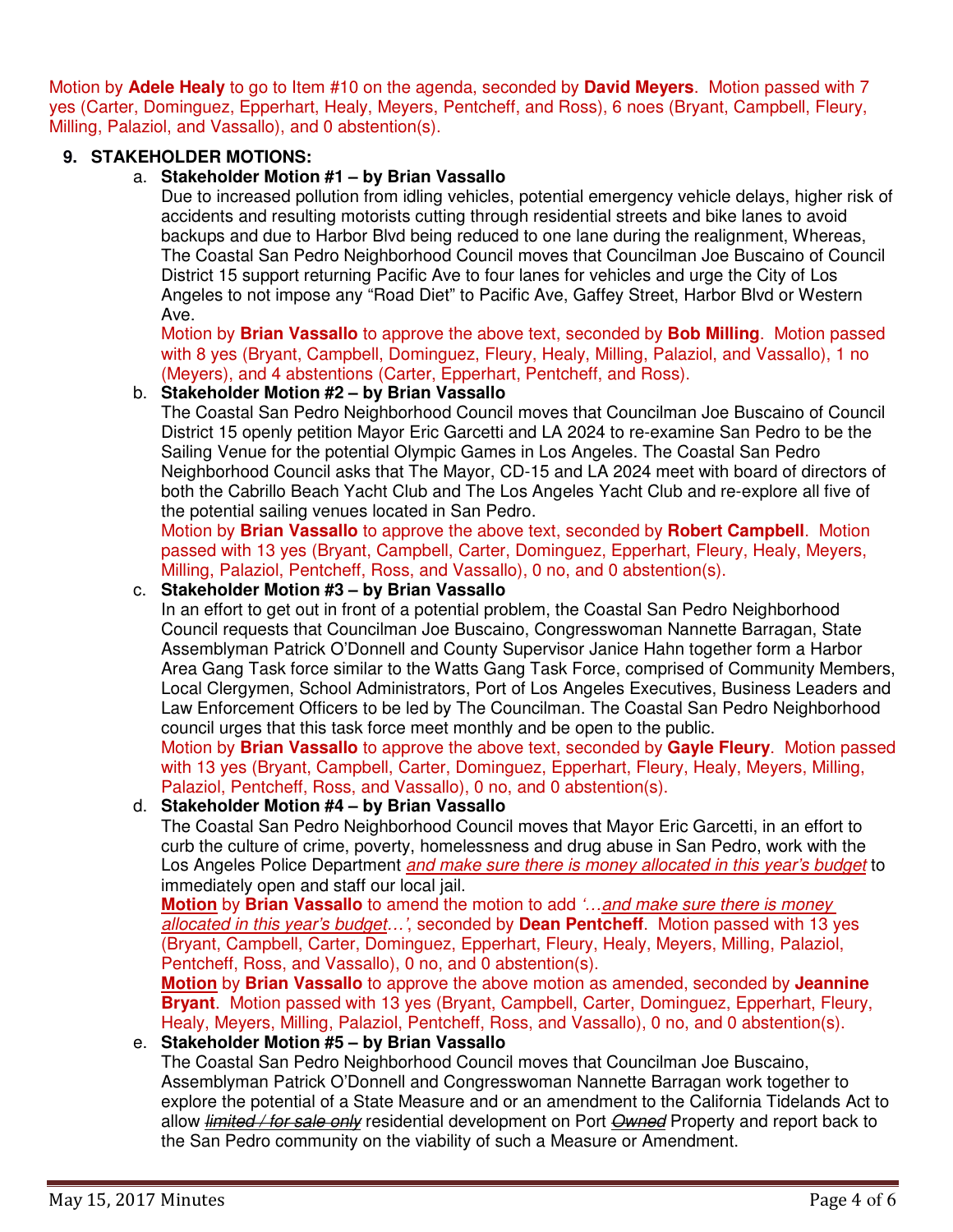Motion by **Adele Healy** to go to Item #10 on the agenda, seconded by **David Meyers**. Motion passed with 7 yes (Carter, Dominguez, Epperhart, Healy, Meyers, Pentcheff, and Ross), 6 noes (Bryant, Campbell, Fleury, Milling, Palaziol, and Vassallo), and 0 abstention(s).

**9. STAKEHOLDER MOTIONS:**

a. **Stakeholder Motion #1 – by Brian Vassallo**

Due to increased pollution from idling vehicles, potential emergency vehicle delays, higher risk of accidents and resulting motorists cutting through residential streets and bike lanes to avoid backups and due to Harbor Blvd being reduced to one lane during the realignment, Whereas, The Coastal San Pedro Neighborhood Council moves that Councilman Joe Buscaino of Council District 15 support returning Pacific Ave to four lanes for vehicles and urge the City of Los Angeles to not impose any "Road Diet" to Pacific Ave, Gaffey Street, Harbor Blvd or Western Ave.

Motion by **Brian Vassallo** to approve the above text, seconded by **Bob Milling**. Motion passed with 8 yes (Bryant, Campbell, Dominguez, Fleury, Healy, Milling, Palaziol, and Vassallo), 1 no (Meyers), and 4 abstentions (Carter, Epperhart, Pentcheff, and Ross).

b. **Stakeholder Motion #2 – by Brian Vassallo**

The Coastal San Pedro Neighborhood Council moves that Councilman Joe Buscaino of Council District 15 openly petition Mayor Eric Garcetti and LA 2024 to re-examine San Pedro to be the Sailing Venue for the potential Olympic Games in Los Angeles. The Coastal San Pedro Neighborhood Council asks that The Mayor, CD-15 and LA 2024 meet with board of directors of both the Cabrillo Beach Yacht Club and The Los Angeles Yacht Club and re-explore all five of the potential sailing venues located in San Pedro.

Motion by **Brian Vassallo** to approve the above text, seconded by **Robert Campbell**. Motion passed with 13 yes (Bryant, Campbell, Carter, Dominguez, Epperhart, Fleury, Healy, Meyers, Milling, Palaziol, Pentcheff, Ross, and Vassallo), 0 no, and 0 abstention(s).

c. **Stakeholder Motion #3 – by Brian Vassallo**

In an effort to get out in front of a potential problem, the Coastal San Pedro Neighborhood Council requests that Councilman Joe Buscaino, Congresswoman Nannette Barragan, State Assemblyman Patrick O'Donnell and County Supervisor Janice Hahn together form a Harbor Area Gang Task force similar to the Watts Gang Task Force, comprised of Community Members, Local Clergymen, School Administrators, Port of Los Angeles Executives, Business Leaders and Law Enforcement Officers to be led by The Councilman. The Coastal San Pedro Neighborhood council urges that this task force meet monthly and be open to the public.

Motion by **Brian Vassallo** to approve the above text, seconded by **Gayle Fleury**. Motion passed with 13 yes (Bryant, Campbell, Carter, Dominguez, Epperhart, Fleury, Healy, Meyers, Milling, Palaziol, Pentcheff, Ross, and Vassallo), 0 no, and 0 abstention(s).

d. **Stakeholder Motion #4 – by Brian Vassallo**

The Coastal San Pedro Neighborhood Council moves that Mayor Eric Garcetti, in an effort to curb the culture of crime, poverty, homelessness and drug abuse in San Pedro, work with the Los Angeles Police Department <u>*and make sure there is money allocated in this year's budget*</u> to immediately open and staff our local jail.

<u>**Motion**</u> by **Brian Vassallo** to amend the motion to add <u>*'…and make sure there is money allocated in this year's budget…'*</u>, seconded by **Dean Pentcheff**. Motion passed with 13 yes (Bryant, Campbell, Carter, Dominguez, Epperhart, Fleury, Healy, Meyers, Milling, Palaziol, Pentcheff, Ross, and Vassallo), 0 no, and 0 abstention(s).

<u>**Motion**</u> by **Brian Vassallo** to approve the above motion as amended, seconded by **Jeannine Bryant**. Motion passed with 13 yes (Bryant, Campbell, Carter, Dominguez, Epperhart, Fleury, Healy, Meyers, Milling, Palaziol, Pentcheff, Ross, and Vassallo), 0 no, and 0 abstention(s).

e. **Stakeholder Motion #5 – by Brian Vassallo**

The Coastal San Pedro Neighborhood Council moves that Councilman Joe Buscaino, Assemblyman Patrick O'Donnell and Congresswoman Nannette Barragan work together to explore the potential of a State Measure and or an amendment to the California Tidelands Act to allow ~~*limited / for sale only*~~ residential development on Port ~~*Owned*~~ Property and report back to the San Pedro community on the viability of such a Measure or Amendment.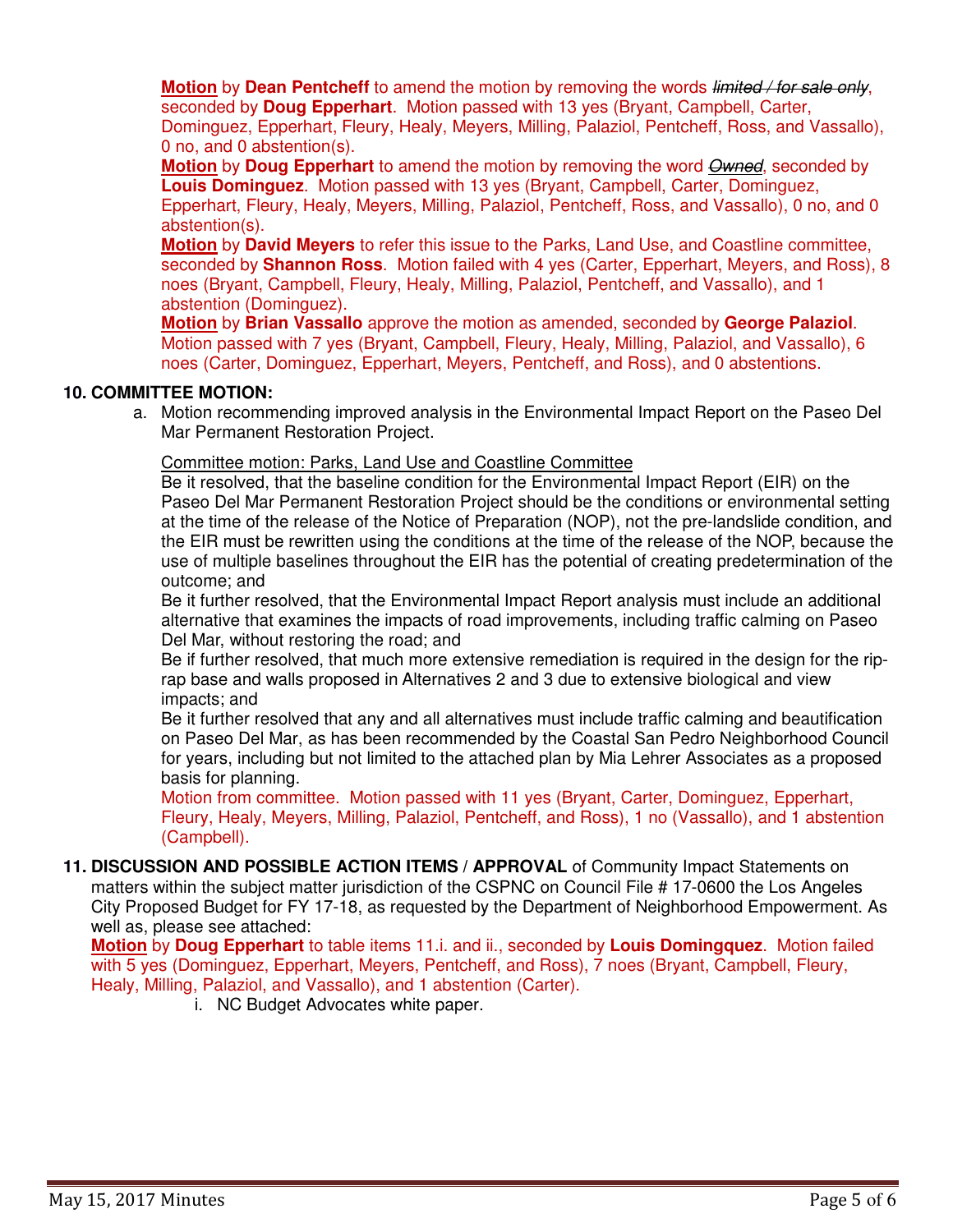**Motion** by **Dean Pentcheff** to amend the motion by removing the words ~~*limited / for sale only*~~, seconded by **Doug Epperhart**. Motion passed with 13 yes (Bryant, Campbell, Carter, Dominguez, Epperhart, Fleury, Healy, Meyers, Milling, Palaziol, Pentcheff, Ross, and Vassallo), 0 no, and 0 abstention(s).

**Motion** by **Doug Epperhart** to amend the motion by removing the word ~~*Owned*~~, seconded by **Louis Dominguez**. Motion passed with 13 yes (Bryant, Campbell, Carter, Dominguez, Epperhart, Fleury, Healy, Meyers, Milling, Palaziol, Pentcheff, Ross, and Vassallo), 0 no, and 0 abstention(s).

**Motion** by **David Meyers** to refer this issue to the Parks, Land Use, and Coastline committee, seconded by **Shannon Ross**. Motion failed with 4 yes (Carter, Epperhart, Meyers, and Ross), 8 noes (Bryant, Campbell, Fleury, Healy, Milling, Palaziol, Pentcheff, and Vassallo), and 1 abstention (Dominguez).

**Motion** by **Brian Vassallo** approve the motion as amended, seconded by **George Palaziol**. Motion passed with 7 yes (Bryant, Campbell, Fleury, Healy, Milling, Palaziol, and Vassallo), 6 noes (Carter, Dominguez, Epperhart, Meyers, Pentcheff, and Ross), and 0 abstentions.

**10. COMMITTEE MOTION:**

a. Motion recommending improved analysis in the Environmental Impact Report on the Paseo Del Mar Permanent Restoration Project.

Committee motion: Parks, Land Use and Coastline Committee

Be it resolved, that the baseline condition for the Environmental Impact Report (EIR) on the Paseo Del Mar Permanent Restoration Project should be the conditions or environmental setting at the time of the release of the Notice of Preparation (NOP), not the pre-landslide condition, and the EIR must be rewritten using the conditions at the time of the release of the NOP, because the use of multiple baselines throughout the EIR has the potential of creating predetermination of the outcome; and

Be it further resolved, that the Environmental Impact Report analysis must include an additional alternative that examines the impacts of road improvements, including traffic calming on Paseo Del Mar, without restoring the road; and

Be if further resolved, that much more extensive remediation is required in the design for the rip-rap base and walls proposed in Alternatives 2 and 3 due to extensive biological and view impacts; and

Be it further resolved that any and all alternatives must include traffic calming and beautification on Paseo Del Mar, as has been recommended by the Coastal San Pedro Neighborhood Council for years, including but not limited to the attached plan by Mia Lehrer Associates as a proposed basis for planning.

Motion from committee. Motion passed with 11 yes (Bryant, Carter, Dominguez, Epperhart, Fleury, Healy, Meyers, Milling, Palaziol, Pentcheff, and Ross), 1 no (Vassallo), and 1 abstention (Campbell).

**11. DISCUSSION AND POSSIBLE ACTION ITEMS / APPROVAL** of Community Impact Statements on matters within the subject matter jurisdiction of the CSPNC on Council File # 17-0600 the Los Angeles City Proposed Budget for FY 17-18, as requested by the Department of Neighborhood Empowerment. As well as, please see attached:

**Motion** by **Doug Epperhart** to table items 11.i. and ii., seconded by **Louis Domingquez**. Motion failed with 5 yes (Dominguez, Epperhart, Meyers, Pentcheff, and Ross), 7 noes (Bryant, Campbell, Fleury, Healy, Milling, Palaziol, and Vassallo), and 1 abstention (Carter).

i. NC Budget Advocates white paper.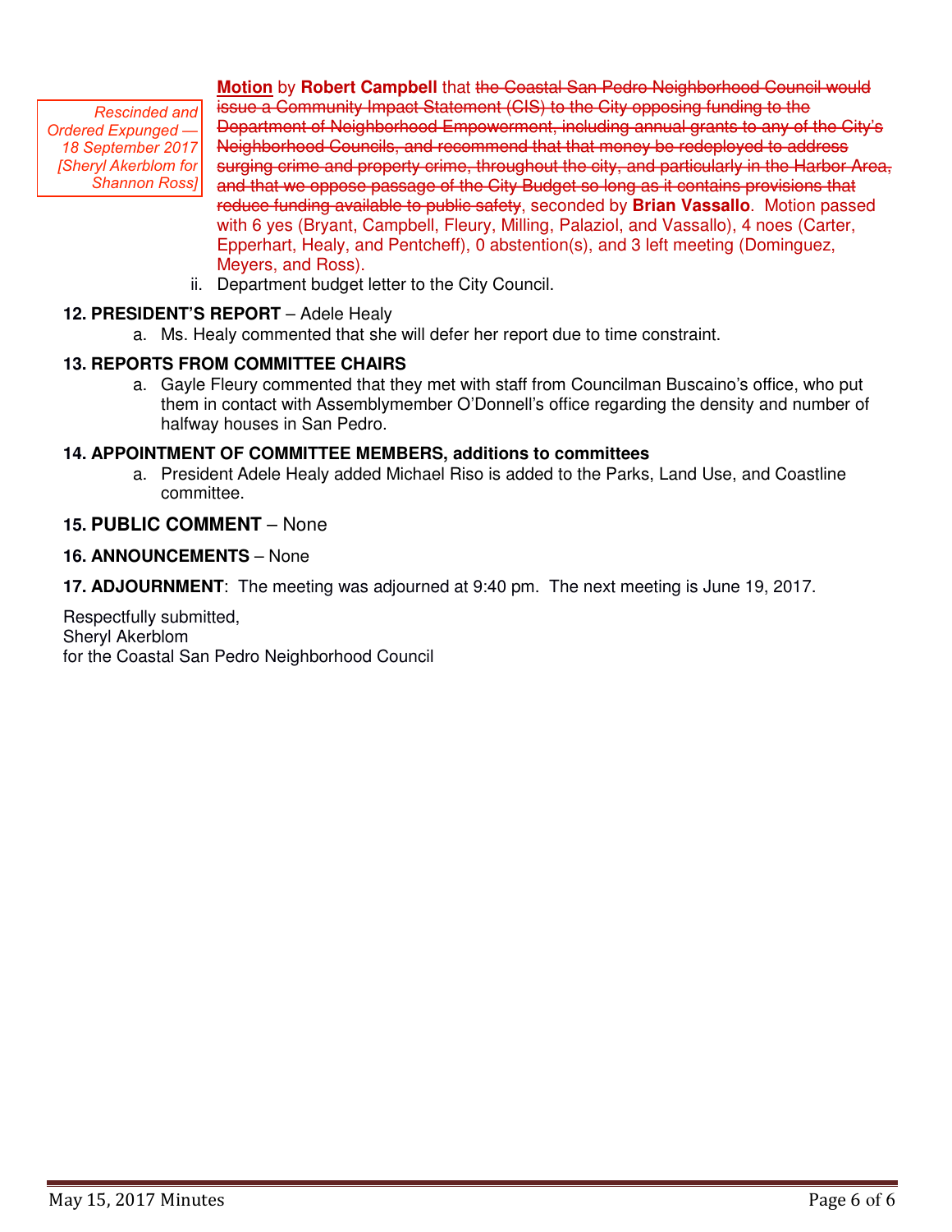*Rescinded and Ordered Expunged — 18 September 2017 [Sheryl Akerblom for Shannon Ross]*

**Motion** by **Robert Campbell** that ~~the Coastal San Pedro Neighborhood Council would issue a Community Impact Statement (CIS) to the City opposing funding to the Department of Neighborhood Empowerment, including annual grants to any of the City's Neighborhood Councils, and recommend that that money be redeployed to address surging crime and property crime, throughout the city, and particularly in the Harbor Area, and that we oppose passage of the City Budget so long as it contains provisions that reduce funding available to public safety~~, seconded by **Brian Vassallo**. Motion passed with 6 yes (Bryant, Campbell, Fleury, Milling, Palaziol, and Vassallo), 4 noes (Carter, Epperhart, Healy, and Pentcheff), 0 abstention(s), and 3 left meeting (Dominguez, Meyers, and Ross).

ii. Department budget letter to the City Council.

**12. PRESIDENT'S REPORT** – Adele Healy

a. Ms. Healy commented that she will defer her report due to time constraint.

**13. REPORTS FROM COMMITTEE CHAIRS**

a. Gayle Fleury commented that they met with staff from Councilman Buscaino's office, who put them in contact with Assemblymember O'Donnell's office regarding the density and number of halfway houses in San Pedro.

**14. APPOINTMENT OF COMMITTEE MEMBERS, additions to committees**

a. President Adele Healy added Michael Riso is added to the Parks, Land Use, and Coastline committee.

**15. PUBLIC COMMENT** – None

**16. ANNOUNCEMENTS** – None

**17. ADJOURNMENT**: The meeting was adjourned at 9:40 pm. The next meeting is June 19, 2017.

Respectfully submitted,
Sheryl Akerblom
for the Coastal San Pedro Neighborhood Council